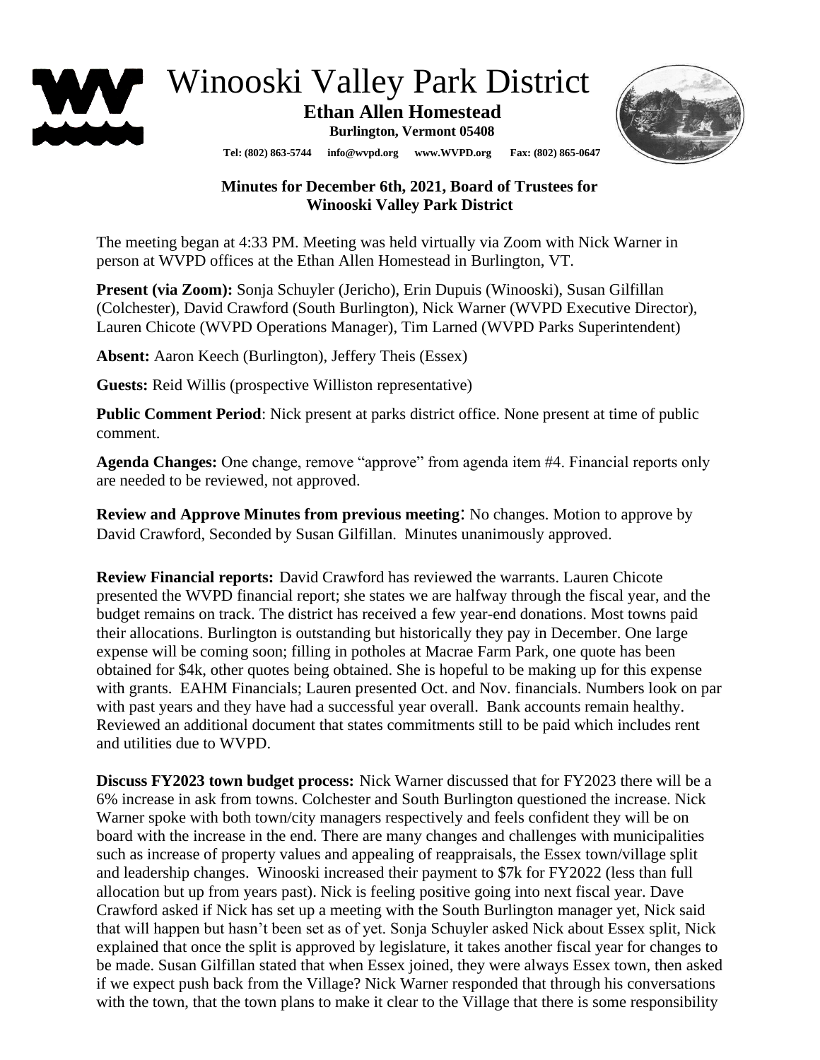# Winooski Valley Park District

**Ethan Allen Homestead**
**Burlington, Vermont 05408**

**Tel: (802) 863-5744 info@wvpd.org www.WVPD.org Fax: (802) 865-0647**

## Minutes for December 6th, 2021, Board of Trustees for Winooski Valley Park District

The meeting began at 4:33 PM. Meeting was held virtually via Zoom with Nick Warner in person at WVPD offices at the Ethan Allen Homestead in Burlington, VT.

**Present (via Zoom):** Sonja Schuyler (Jericho), Erin Dupuis (Winooski), Susan Gilfillan (Colchester), David Crawford (South Burlington), Nick Warner (WVPD Executive Director), Lauren Chicote (WVPD Operations Manager), Tim Larned (WVPD Parks Superintendent)

**Absent:** Aaron Keech (Burlington), Jeffery Theis (Essex)

**Guests:** Reid Willis (prospective Williston representative)

**Public Comment Period**: Nick present at parks district office. None present at time of public comment.

**Agenda Changes:** One change, remove "approve" from agenda item #4. Financial reports only are needed to be reviewed, not approved.

**Review and Approve Minutes from previous meeting**: No changes. Motion to approve by David Crawford, Seconded by Susan Gilfillan. Minutes unanimously approved.

**Review Financial reports:** David Crawford has reviewed the warrants. Lauren Chicote presented the WVPD financial report; she states we are halfway through the fiscal year, and the budget remains on track. The district has received a few year-end donations. Most towns paid their allocations. Burlington is outstanding but historically they pay in December. One large expense will be coming soon; filling in potholes at Macrae Farm Park, one quote has been obtained for $4k, other quotes being obtained. She is hopeful to be making up for this expense with grants. EAHM Financials; Lauren presented Oct. and Nov. financials. Numbers look on par with past years and they have had a successful year overall. Bank accounts remain healthy. Reviewed an additional document that states commitments still to be paid which includes rent and utilities due to WVPD.

**Discuss FY2023 town budget process:** Nick Warner discussed that for FY2023 there will be a 6% increase in ask from towns. Colchester and South Burlington questioned the increase. Nick Warner spoke with both town/city managers respectively and feels confident they will be on board with the increase in the end. There are many changes and challenges with municipalities such as increase of property values and appealing of reappraisals, the Essex town/village split and leadership changes. Winooski increased their payment to $7k for FY2022 (less than full allocation but up from years past). Nick is feeling positive going into next fiscal year. Dave Crawford asked if Nick has set up a meeting with the South Burlington manager yet, Nick said that will happen but hasn't been set as of yet. Sonja Schuyler asked Nick about Essex split, Nick explained that once the split is approved by legislature, it takes another fiscal year for changes to be made. Susan Gilfillan stated that when Essex joined, they were always Essex town, then asked if we expect push back from the Village? Nick Warner responded that through his conversations with the town, that the town plans to make it clear to the Village that there is some responsibility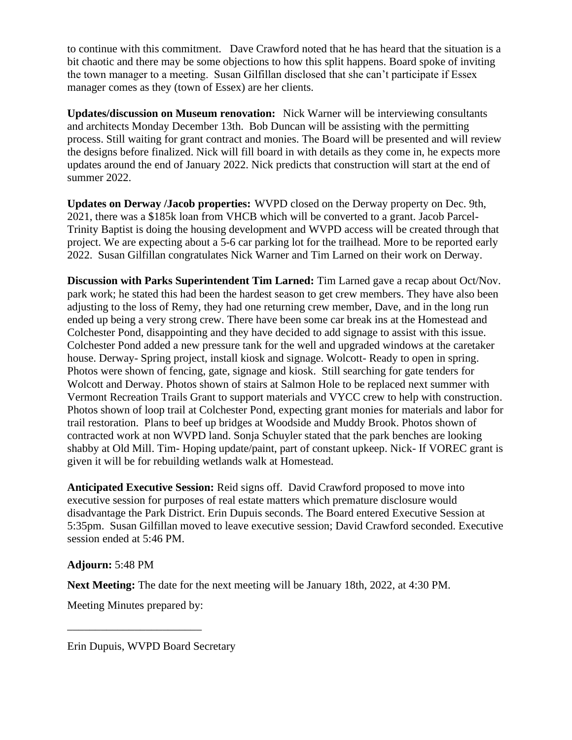to continue with this commitment. Dave Crawford noted that he has heard that the situation is a bit chaotic and there may be some objections to how this split happens. Board spoke of inviting the town manager to a meeting. Susan Gilfillan disclosed that she can't participate if Essex manager comes as they (town of Essex) are her clients.

**Updates/discussion on Museum renovation:** Nick Warner will be interviewing consultants and architects Monday December 13th. Bob Duncan will be assisting with the permitting process. Still waiting for grant contract and monies. The Board will be presented and will review the designs before finalized. Nick will fill board in with details as they come in, he expects more updates around the end of January 2022. Nick predicts that construction will start at the end of summer 2022.

**Updates on Derway /Jacob properties:** WVPD closed on the Derway property on Dec. 9th, 2021, there was a $185k loan from VHCB which will be converted to a grant. Jacob Parcel- Trinity Baptist is doing the housing development and WVPD access will be created through that project. We are expecting about a 5-6 car parking lot for the trailhead. More to be reported early 2022. Susan Gilfillan congratulates Nick Warner and Tim Larned on their work on Derway.

**Discussion with Parks Superintendent Tim Larned:** Tim Larned gave a recap about Oct/Nov. park work; he stated this had been the hardest season to get crew members. They have also been adjusting to the loss of Remy, they had one returning crew member, Dave, and in the long run ended up being a very strong crew. There have been some car break ins at the Homestead and Colchester Pond, disappointing and they have decided to add signage to assist with this issue. Colchester Pond added a new pressure tank for the well and upgraded windows at the caretaker house. Derway- Spring project, install kiosk and signage. Wolcott- Ready to open in spring. Photos were shown of fencing, gate, signage and kiosk. Still searching for gate tenders for Wolcott and Derway. Photos shown of stairs at Salmon Hole to be replaced next summer with Vermont Recreation Trails Grant to support materials and VYCC crew to help with construction. Photos shown of loop trail at Colchester Pond, expecting grant monies for materials and labor for trail restoration. Plans to beef up bridges at Woodside and Muddy Brook. Photos shown of contracted work at non WVPD land. Sonja Schuyler stated that the park benches are looking shabby at Old Mill. Tim- Hoping update/paint, part of constant upkeep. Nick- If VOREC grant is given it will be for rebuilding wetlands walk at Homestead.

**Anticipated Executive Session:** Reid signs off. David Crawford proposed to move into executive session for purposes of real estate matters which premature disclosure would disadvantage the Park District. Erin Dupuis seconds. The Board entered Executive Session at 5:35pm. Susan Gilfillan moved to leave executive session; David Crawford seconded. Executive session ended at 5:46 PM.

**Adjourn:** 5:48 PM

**Next Meeting:** The date for the next meeting will be January 18th, 2022, at 4:30 PM.

Meeting Minutes prepared by:

\_\_\_\_\_\_\_\_\_\_\_\_\_\_\_\_\_\_\_\_\_\_\_\_\_

Erin Dupuis, WVPD Board Secretary